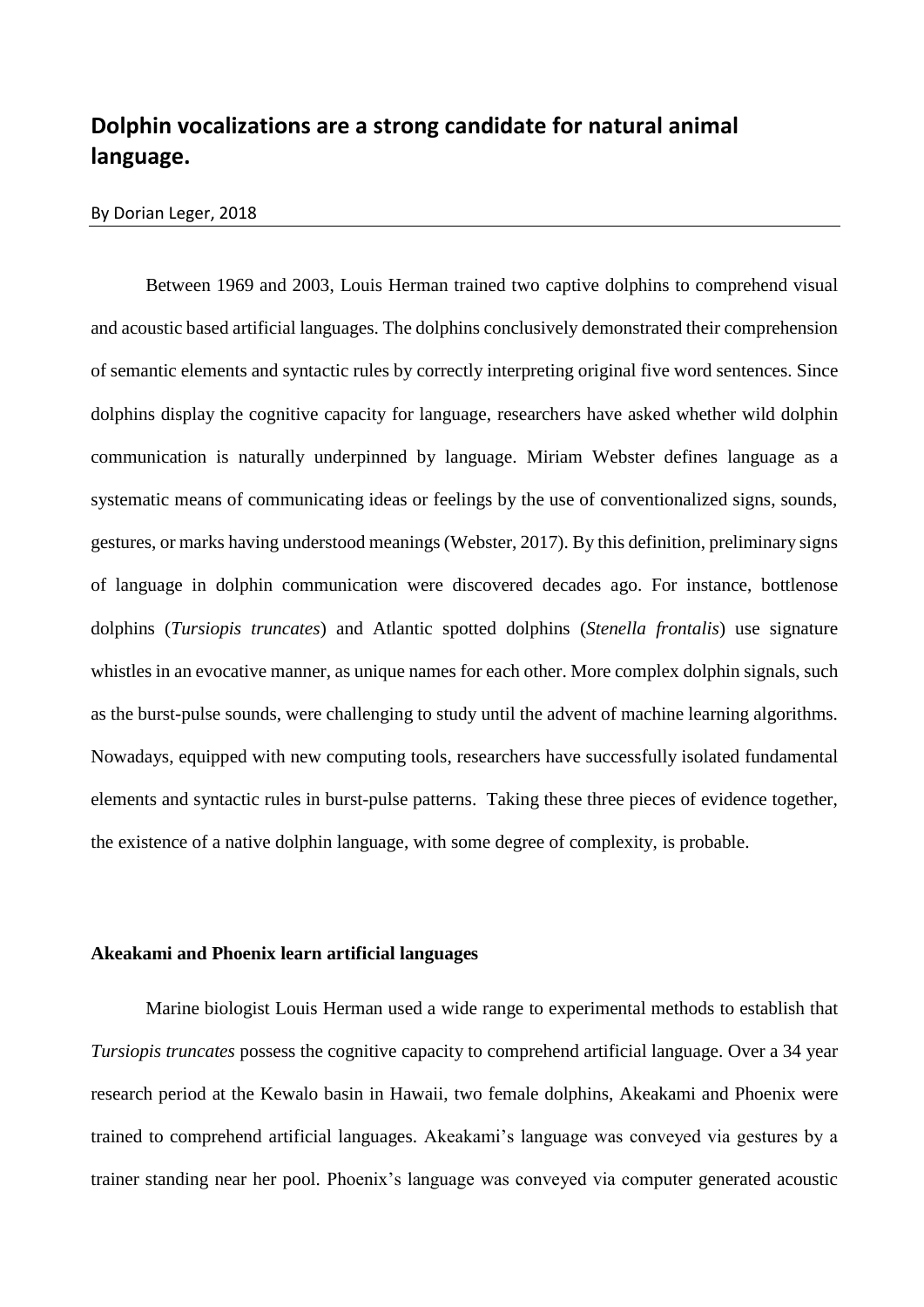# Dolphin vocalizations are a strong candidate for natural animal language.

By Dorian Leger, 2018

Between 1969 and 2003, Louis Herman trained two captive dolphins to comprehend visual and acoustic based artificial languages. The dolphins conclusively demonstrated their comprehension of semantic elements and syntactic rules by correctly interpreting original five word sentences. Since dolphins display the cognitive capacity for language, researchers have asked whether wild dolphin communication is naturally underpinned by language. Miriam Webster defines language as a systematic means of communicating ideas or feelings by the use of conventionalized signs, sounds, gestures, or marks having understood meanings (Webster, 2017). By this definition, preliminary signs of language in dolphin communication were discovered decades ago. For instance, bottlenose dolphins (*Tursiopis truncates*) and Atlantic spotted dolphins (*Stenella frontalis*) use signature whistles in an evocative manner, as unique names for each other. More complex dolphin signals, such as the burst-pulse sounds, were challenging to study until the advent of machine learning algorithms. Nowadays, equipped with new computing tools, researchers have successfully isolated fundamental elements and syntactic rules in burst-pulse patterns. Taking these three pieces of evidence together, the existence of a native dolphin language, with some degree of complexity, is probable.

### Akeakami and Phoenix learn artificial languages

Marine biologist Louis Herman used a wide range to experimental methods to establish that *Tursiopis truncates* possess the cognitive capacity to comprehend artificial language. Over a 34 year research period at the Kewalo basin in Hawaii, two female dolphins, Akeakami and Phoenix were trained to comprehend artificial languages. Akeakami's language was conveyed via gestures by a trainer standing near her pool. Phoenix's language was conveyed via computer generated acoustic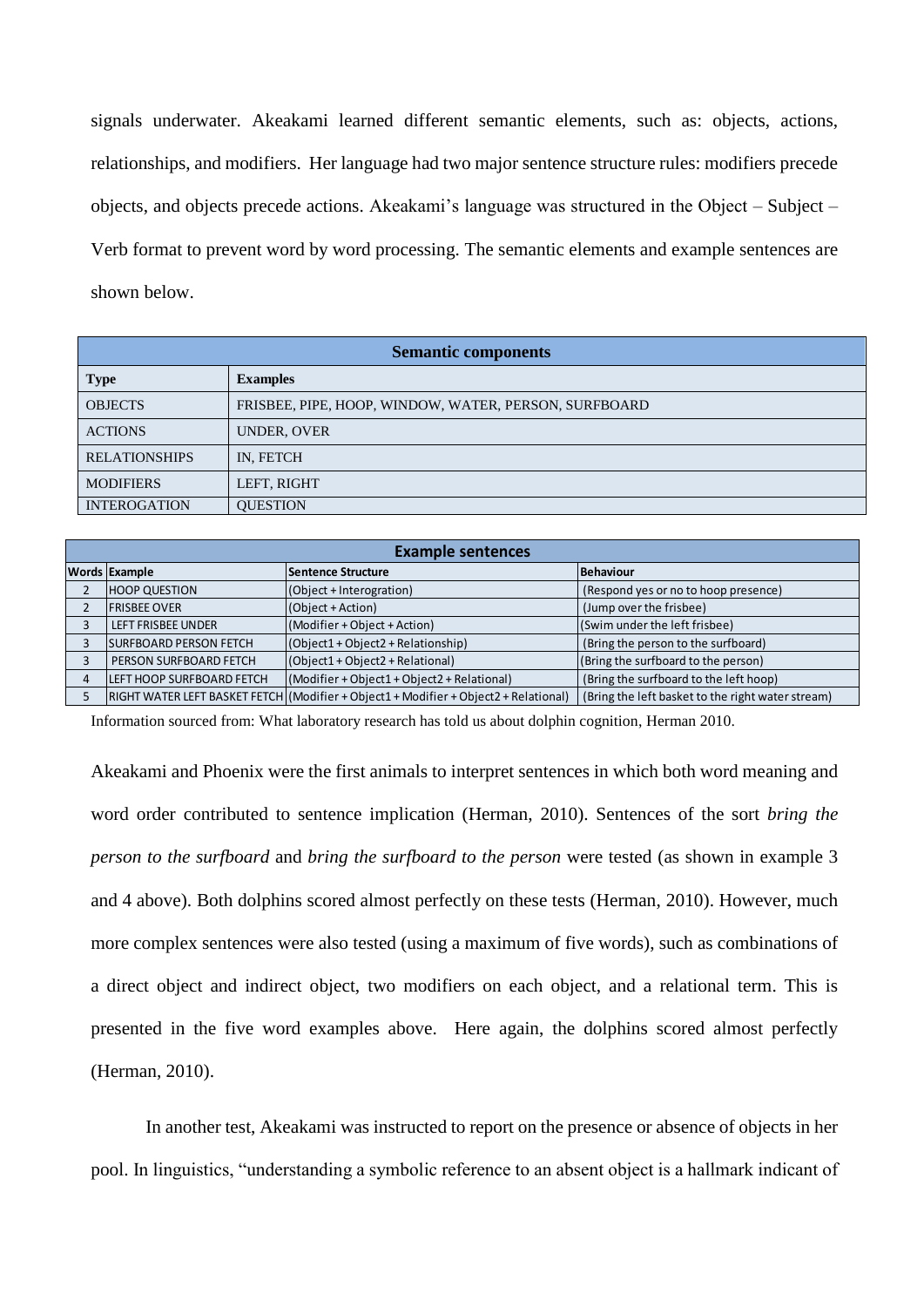signals underwater. Akeakami learned different semantic elements, such as: objects, actions, relationships, and modifiers. Her language had two major sentence structure rules: modifiers precede objects, and objects precede actions. Akeakami's language was structured in the Object – Subject – Verb format to prevent word by word processing. The semantic elements and example sentences are shown below.

| **Semantic components** | |
|---|---|
| **Type** | **Examples** |
| OBJECTS | FRISBEE, PIPE, HOOP, WINDOW, WATER, PERSON, SURFBOARD |
| ACTIONS | UNDER, OVER |
| RELATIONSHIPS | IN, FETCH |
| MODIFIERS | LEFT, RIGHT |
| INTEROGATION | QUESTION |

| **Example sentences** | | | |
|---|---|---|---|
| **Words** | **Example** | **Sentence Structure** | **Behaviour** |
| 2 | HOOP QUESTION | (Object + Interogration) | (Respond yes or no to hoop presence) |
| 2 | FRISBEE OVER | (Object + Action) | (Jump over the frisbee) |
| 3 | LEFT FRISBEE UNDER | (Modifier + Object + Action) | (Swim under the left frisbee) |
| 3 | SURFBOARD PERSON FETCH | (Object1 + Object2 + Relationship) | (Bring the person to the surfboard) |
| 3 | PERSON SURFBOARD FETCH | (Object1 + Object2 + Relational) | (Bring the surfboard to the person) |
| 4 | LEFT HOOP SURFBOARD FETCH | (Modifier + Object1 + Object2 + Relational) | (Bring the surfboard to the left hoop) |
| 5 | RIGHT WATER LEFT BASKET FETCH | (Modifier + Object1 + Modifier + Object2 + Relational) | (Bring the left basket to the right water stream) |

Information sourced from: What laboratory research has told us about dolphin cognition, Herman 2010.

Akeakami and Phoenix were the first animals to interpret sentences in which both word meaning and word order contributed to sentence implication (Herman, 2010). Sentences of the sort *bring the person to the surfboard* and *bring the surfboard to the person* were tested (as shown in example 3 and 4 above). Both dolphins scored almost perfectly on these tests (Herman, 2010). However, much more complex sentences were also tested (using a maximum of five words), such as combinations of a direct object and indirect object, two modifiers on each object, and a relational term. This is presented in the five word examples above. Here again, the dolphins scored almost perfectly (Herman, 2010).

In another test, Akeakami was instructed to report on the presence or absence of objects in her pool. In linguistics, "understanding a symbolic reference to an absent object is a hallmark indicant of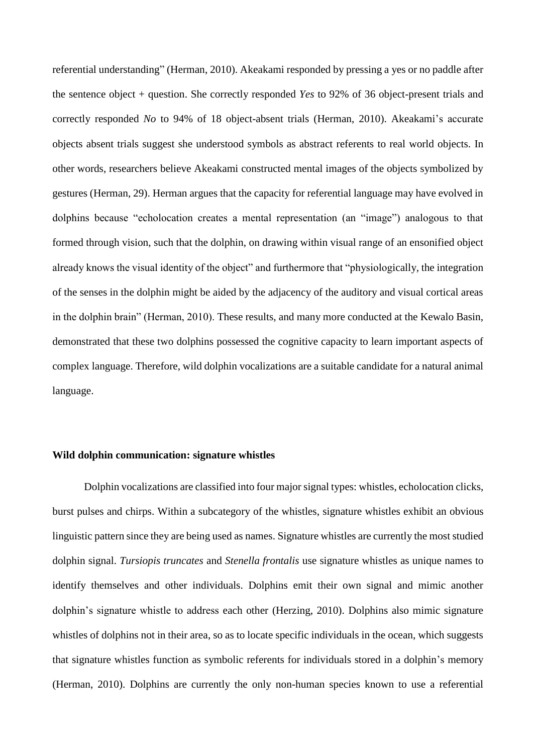referential understanding" (Herman, 2010). Akeakami responded by pressing a yes or no paddle after the sentence object + question. She correctly responded *Yes* to 92% of 36 object-present trials and correctly responded *No* to 94% of 18 object-absent trials (Herman, 2010). Akeakami's accurate objects absent trials suggest she understood symbols as abstract referents to real world objects. In other words, researchers believe Akeakami constructed mental images of the objects symbolized by gestures (Herman, 29). Herman argues that the capacity for referential language may have evolved in dolphins because "echolocation creates a mental representation (an "image") analogous to that formed through vision, such that the dolphin, on drawing within visual range of an ensonified object already knows the visual identity of the object" and furthermore that "physiologically, the integration of the senses in the dolphin might be aided by the adjacency of the auditory and visual cortical areas in the dolphin brain" (Herman, 2010). These results, and many more conducted at the Kewalo Basin, demonstrated that these two dolphins possessed the cognitive capacity to learn important aspects of complex language. Therefore, wild dolphin vocalizations are a suitable candidate for a natural animal language.

**Wild dolphin communication: signature whistles**

Dolphin vocalizations are classified into four major signal types: whistles, echolocation clicks, burst pulses and chirps. Within a subcategory of the whistles, signature whistles exhibit an obvious linguistic pattern since they are being used as names. Signature whistles are currently the most studied dolphin signal. *Tursiopis truncates* and *Stenella frontalis* use signature whistles as unique names to identify themselves and other individuals. Dolphins emit their own signal and mimic another dolphin's signature whistle to address each other (Herzing, 2010). Dolphins also mimic signature whistles of dolphins not in their area, so as to locate specific individuals in the ocean, which suggests that signature whistles function as symbolic referents for individuals stored in a dolphin's memory (Herman, 2010). Dolphins are currently the only non-human species known to use a referential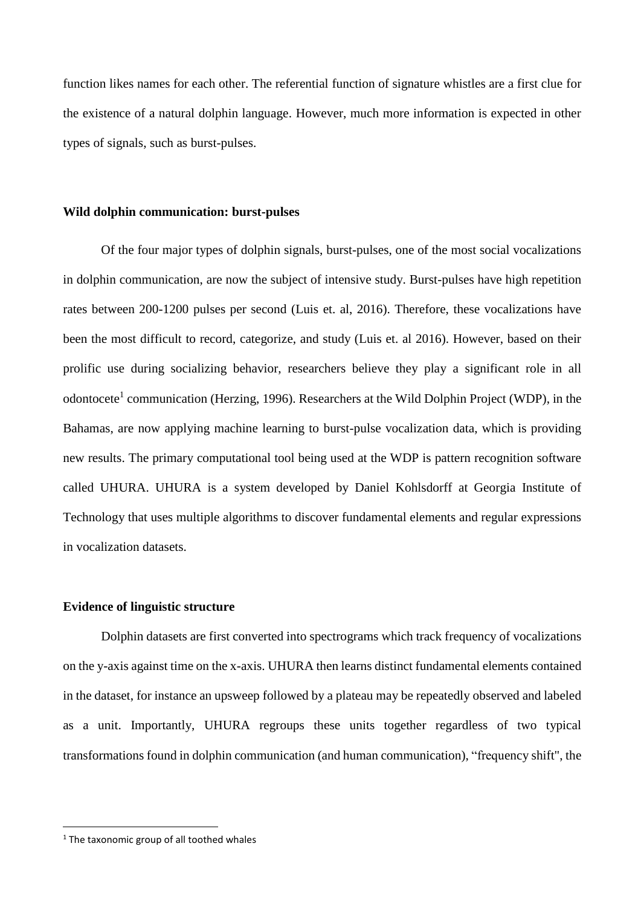function likes names for each other. The referential function of signature whistles are a first clue for the existence of a natural dolphin language. However, much more information is expected in other types of signals, such as burst-pulses.

**Wild dolphin communication: burst-pulses**

Of the four major types of dolphin signals, burst-pulses, one of the most social vocalizations in dolphin communication, are now the subject of intensive study. Burst-pulses have high repetition rates between 200-1200 pulses per second (Luis et. al, 2016). Therefore, these vocalizations have been the most difficult to record, categorize, and study (Luis et. al 2016). However, based on their prolific use during socializing behavior, researchers believe they play a significant role in all odontocete[1] communication (Herzing, 1996). Researchers at the Wild Dolphin Project (WDP), in the Bahamas, are now applying machine learning to burst-pulse vocalization data, which is providing new results. The primary computational tool being used at the WDP is pattern recognition software called UHURA. UHURA is a system developed by Daniel Kohlsdorff at Georgia Institute of Technology that uses multiple algorithms to discover fundamental elements and regular expressions in vocalization datasets.

**Evidence of linguistic structure**

Dolphin datasets are first converted into spectrograms which track frequency of vocalizations on the y-axis against time on the x-axis. UHURA then learns distinct fundamental elements contained in the dataset, for instance an upsweep followed by a plateau may be repeatedly observed and labeled as a unit. Importantly, UHURA regroups these units together regardless of two typical transformations found in dolphin communication (and human communication), "frequency shift", the

[1] The taxonomic group of all toothed whales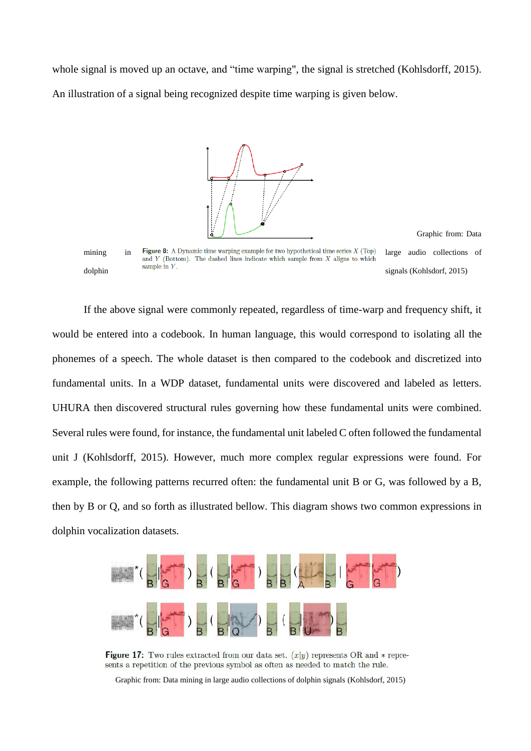whole signal is moved up an octave, and "time warping", the signal is stretched (Kohlsdorff, 2015). An illustration of a signal being recognized despite time warping is given below.

Figure 8: A Dynamic time warping example for two hypothetical time series $X$ (Top) and $Y$ (Bottom). The dashed lines indicate which sample from $X$ aligns to which sample in $Y$.

Graphic from: Data mining in large audio collections of dolphin signals (Kohlsdorff, 2015)

If the above signal were commonly repeated, regardless of time-warp and frequency shift, it would be entered into a codebook. In human language, this would correspond to isolating all the phonemes of a speech. The whole dataset is then compared to the codebook and discretized into fundamental units. In a WDP dataset, fundamental units were discovered and labeled as letters. UHURA then discovered structural rules governing how these fundamental units were combined. Several rules were found, for instance, the fundamental unit labeled C often followed the fundamental unit J (Kohlsdorff, 2015). However, much more complex regular expressions were found. For example, the following patterns recurred often: the fundamental unit B or G, was followed by a B, then by B or Q, and so forth as illustrated bellow. This diagram shows two common expressions in dolphin vocalization datasets.

Figure 17: Two rules extracted from our data set. $(x|y)$ represents OR and $*$ represents a repetition of the previous symbol as often as needed to match the rule.

Graphic from: Data mining in large audio collections of dolphin signals (Kohlsdorff, 2015)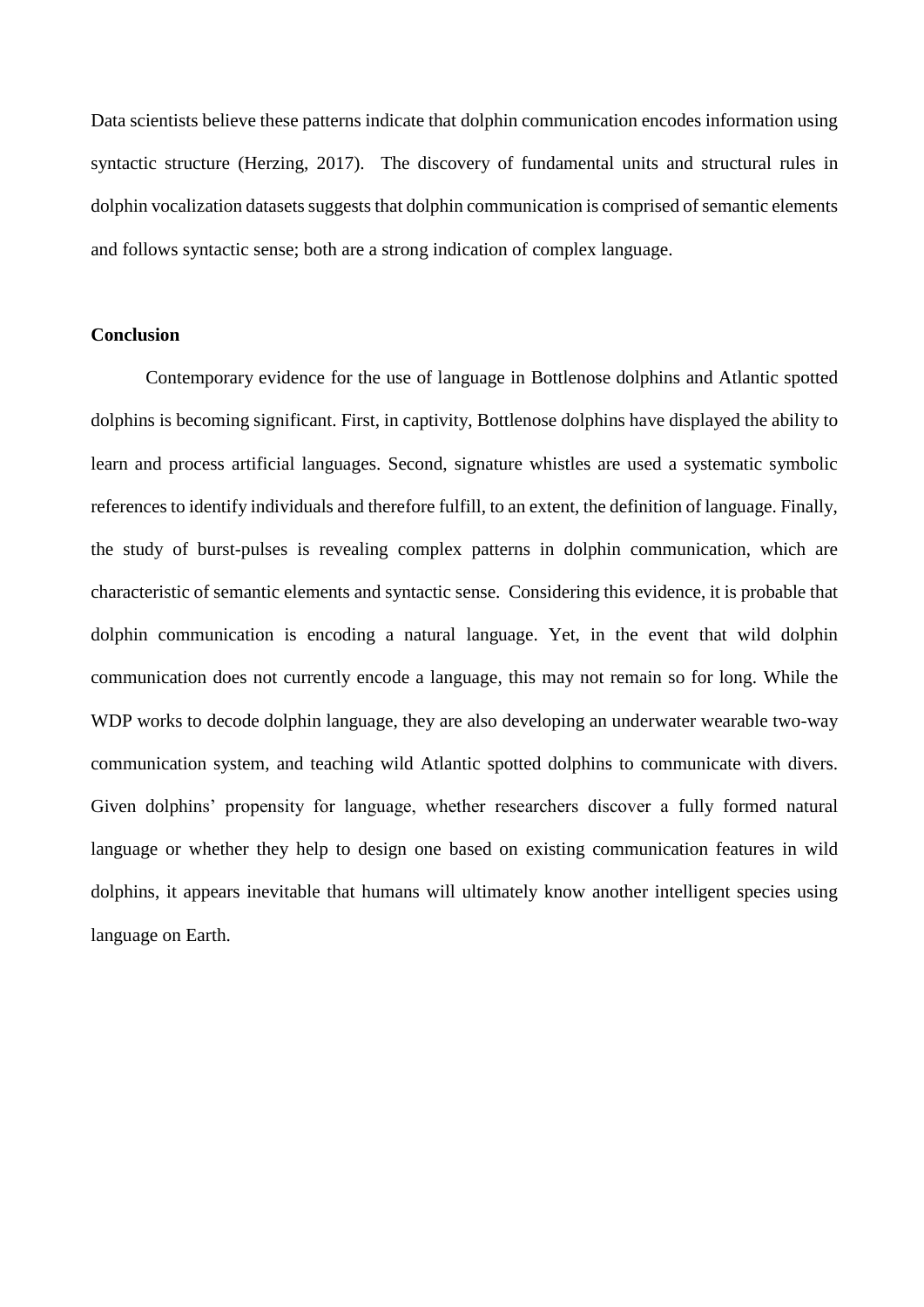Data scientists believe these patterns indicate that dolphin communication encodes information using syntactic structure (Herzing, 2017). The discovery of fundamental units and structural rules in dolphin vocalization datasets suggests that dolphin communication is comprised of semantic elements and follows syntactic sense; both are a strong indication of complex language.

**Conclusion**

Contemporary evidence for the use of language in Bottlenose dolphins and Atlantic spotted dolphins is becoming significant. First, in captivity, Bottlenose dolphins have displayed the ability to learn and process artificial languages. Second, signature whistles are used a systematic symbolic references to identify individuals and therefore fulfill, to an extent, the definition of language. Finally, the study of burst-pulses is revealing complex patterns in dolphin communication, which are characteristic of semantic elements and syntactic sense. Considering this evidence, it is probable that dolphin communication is encoding a natural language. Yet, in the event that wild dolphin communication does not currently encode a language, this may not remain so for long. While the WDP works to decode dolphin language, they are also developing an underwater wearable two-way communication system, and teaching wild Atlantic spotted dolphins to communicate with divers. Given dolphins' propensity for language, whether researchers discover a fully formed natural language or whether they help to design one based on existing communication features in wild dolphins, it appears inevitable that humans will ultimately know another intelligent species using language on Earth.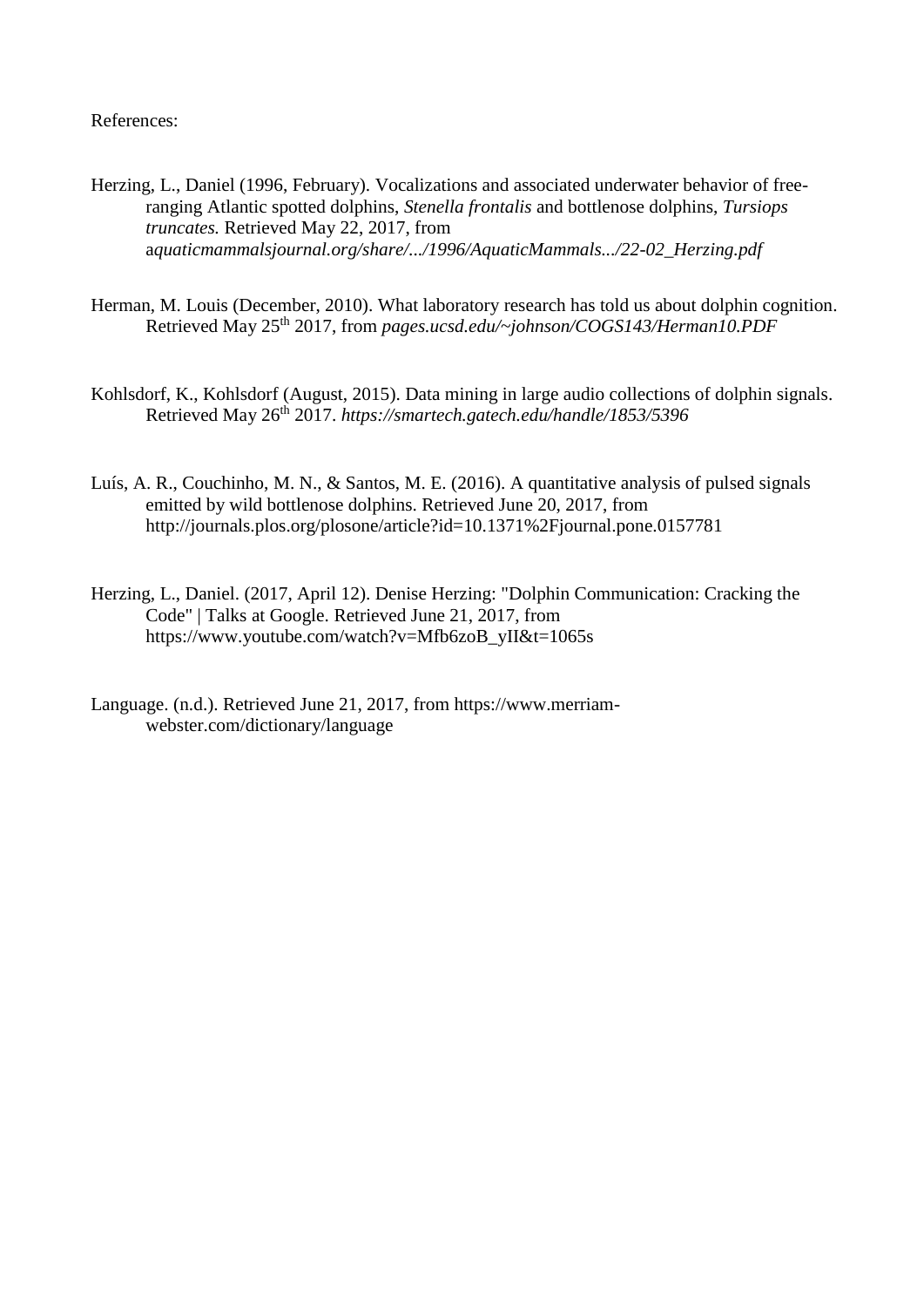References:

Herzing, L., Daniel (1996, February). Vocalizations and associated underwater behavior of free-ranging Atlantic spotted dolphins, *Stenella frontalis* and bottlenose dolphins, *Tursiops truncates.* Retrieved May 22, 2017, from a*quaticmammalsjournal.org/share/.../1996/AquaticMammals.../22-02_Herzing.pdf*

Herman, M. Louis (December, 2010). What laboratory research has told us about dolphin cognition. Retrieved May 25th 2017, from *pages.ucsd.edu/~johnson/COGS143/Herman10.PDF*

Kohlsdorf, K., Kohlsdorf (August, 2015). Data mining in large audio collections of dolphin signals. Retrieved May 26th 2017. *https://smartech.gatech.edu/handle/1853/5396*

Luís, A. R., Couchinho, M. N., & Santos, M. E. (2016). A quantitative analysis of pulsed signals emitted by wild bottlenose dolphins. Retrieved June 20, 2017, from http://journals.plos.org/plosone/article?id=10.1371%2Fjournal.pone.0157781

Herzing, L., Daniel. (2017, April 12). Denise Herzing: "Dolphin Communication: Cracking the Code" | Talks at Google. Retrieved June 21, 2017, from https://www.youtube.com/watch?v=Mfb6zoB_yII&t=1065s

Language. (n.d.). Retrieved June 21, 2017, from https://www.merriam-webster.com/dictionary/language